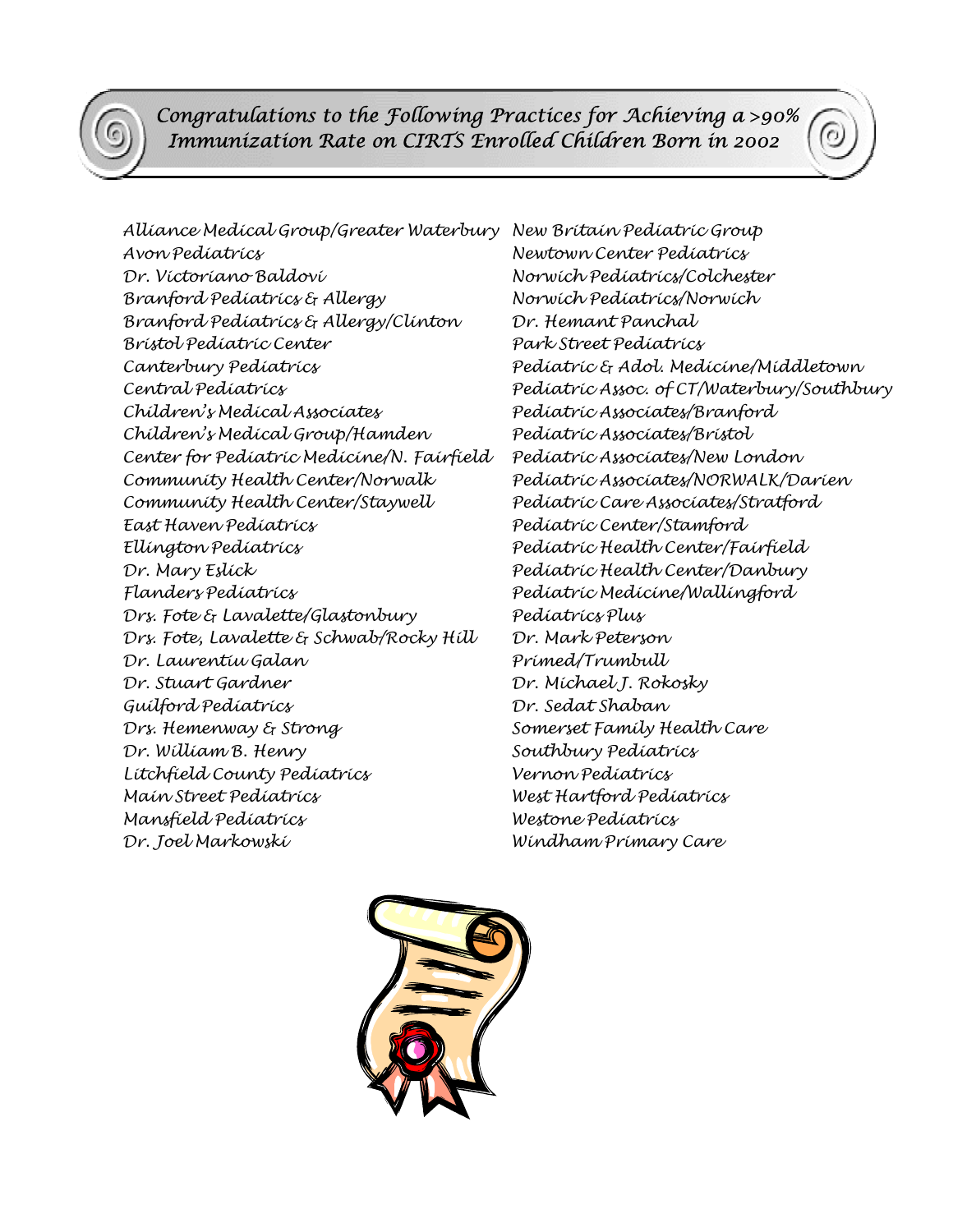# Congratulations to the Following Practices for Achieving a >90% Immunization Rate on CIRTS Enrolled Children Born in 2002

Alliance Medical Group/Greater Waterbury
Avon Pediatrics
Dr. Victoriano Baldovi
Branford Pediatrics & Allergy
Branford Pediatrics & Allergy/Clinton
Bristol Pediatric Center
Canterbury Pediatrics
Central Pediatrics
Children's Medical Associates
Children's Medical Group/Hamden
Center for Pediatric Medicine/N. Fairfield
Community Health Center/Norwalk
Community Health Center/Staywell
East Haven Pediatrics
Ellington Pediatrics
Dr. Mary Eslick
Flanders Pediatrics
Drs. Fote & Lavalette/Glastonbury
Drs. Fote, Lavalette & Schwab/Rocky Hill
Dr. Laurentiu Galan
Dr. Stuart Gardner
Guilford Pediatrics
Drs. Hemenway & Strong
Dr. William B. Henry
Litchfield County Pediatrics
Main Street Pediatrics
Mansfield Pediatrics
Dr. Joel Markowski
New Britain Pediatric Group
Newtown Center Pediatrics
Norwich Pediatrics/Colchester
Norwich Pediatrics/Norwich
Dr. Hemant Panchal
Park Street Pediatrics
Pediatric & Adol. Medicine/Middletown
Pediatric Assoc. of CT/Waterbury/Southbury
Pediatric Associates/Branford
Pediatric Associates/Bristol
Pediatric Associates/New London
Pediatric Associates/NORWALK/Darien
Pediatric Care Associates/Stratford
Pediatric Center/Stamford
Pediatric Health Center/Fairfield
Pediatric Health Center/Danbury
Pediatric Medicine/Wallingford
Pediatrics Plus
Dr. Mark Peterson
Primed/Trumbull
Dr. Michael J. Rokosky
Dr. Sedat Shaban
Somerset Family Health Care
Southbury Pediatrics
Vernon Pediatrics
West Hartford Pediatrics
Westone Pediatrics
Windham Primary Care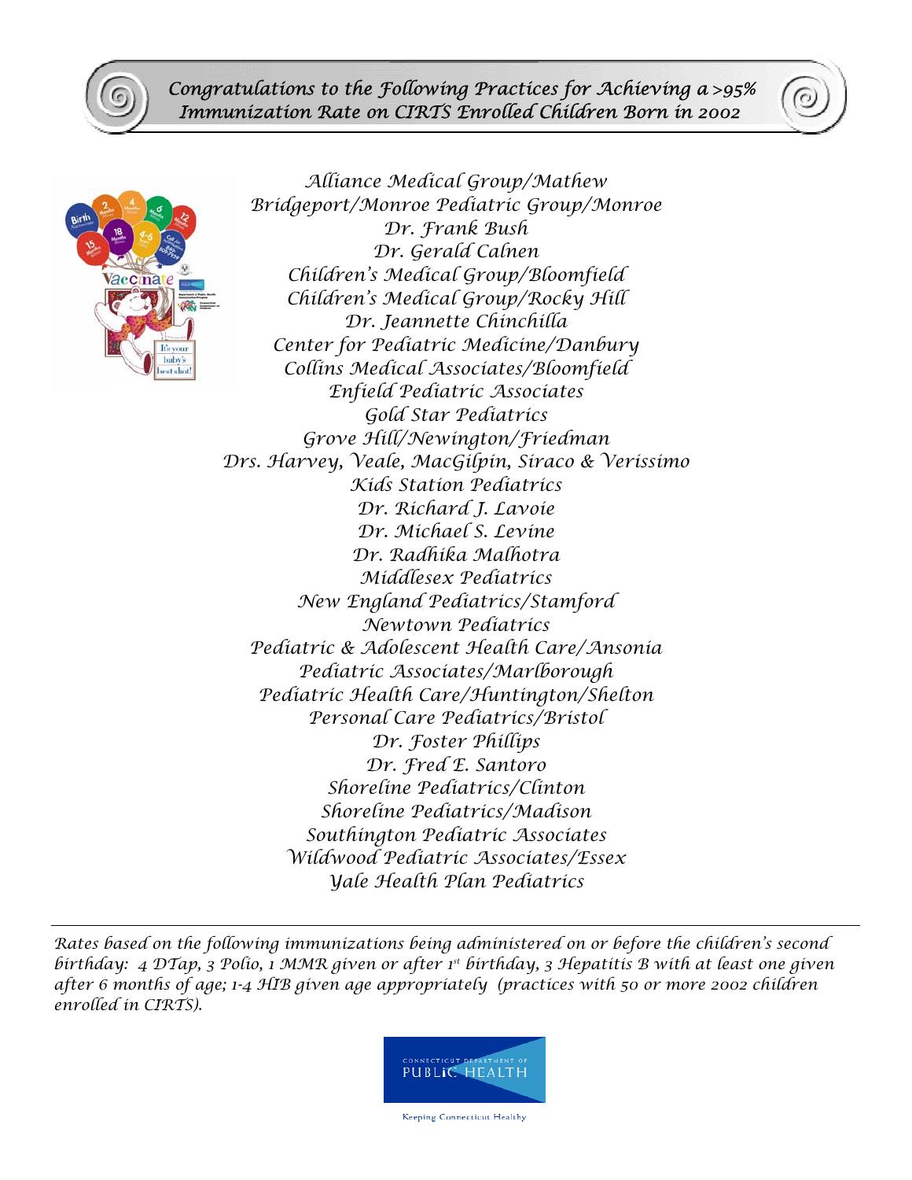# Congratulations to the Following Practices for Achieving a >95% Immunization Rate on CIRTS Enrolled Children Born in 2002

Alliance Medical Group/Mathew
Bridgeport/Monroe Pediatric Group/Monroe
Dr. Frank Bush
Dr. Gerald Calnen
Children's Medical Group/Bloomfield
Children's Medical Group/Rocky Hill
Dr. Jeannette Chinchilla
Center for Pediatric Medicine/Danbury
Collins Medical Associates/Bloomfield
Enfield Pediatric Associates
Gold Star Pediatrics
Grove Hill/Newington/Friedman
Drs. Harvey, Veale, MacGilpin, Siraco & Verissimo
Kids Station Pediatrics
Dr. Richard J. Lavoie
Dr. Michael S. Levine
Dr. Radhika Malhotra
Middlesex Pediatrics
New England Pediatrics/Stamford
Newtown Pediatrics
Pediatric & Adolescent Health Care/Ansonia
Pediatric Associates/Marlborough
Pediatric Health Care/Huntington/Shelton
Personal Care Pediatrics/Bristol
Dr. Foster Phillips
Dr. Fred E. Santoro
Shoreline Pediatrics/Clinton
Shoreline Pediatrics/Madison
Southington Pediatric Associates
Wildwood Pediatric Associates/Essex
Yale Health Plan Pediatrics

---

*Rates based on the following immunizations being administered on or before the children's second birthday: 4 DTap, 3 Polio, 1 MMR given or after 1st birthday, 3 Hepatitis B with at least one given after 6 months of age; 1-4 HIB given age appropriately (practices with 50 or more 2002 children enrolled in CIRTS).*

CONNECTICUT DEPARTMENT OF PUBLIC HEALTH

Keeping Connecticut Healthy